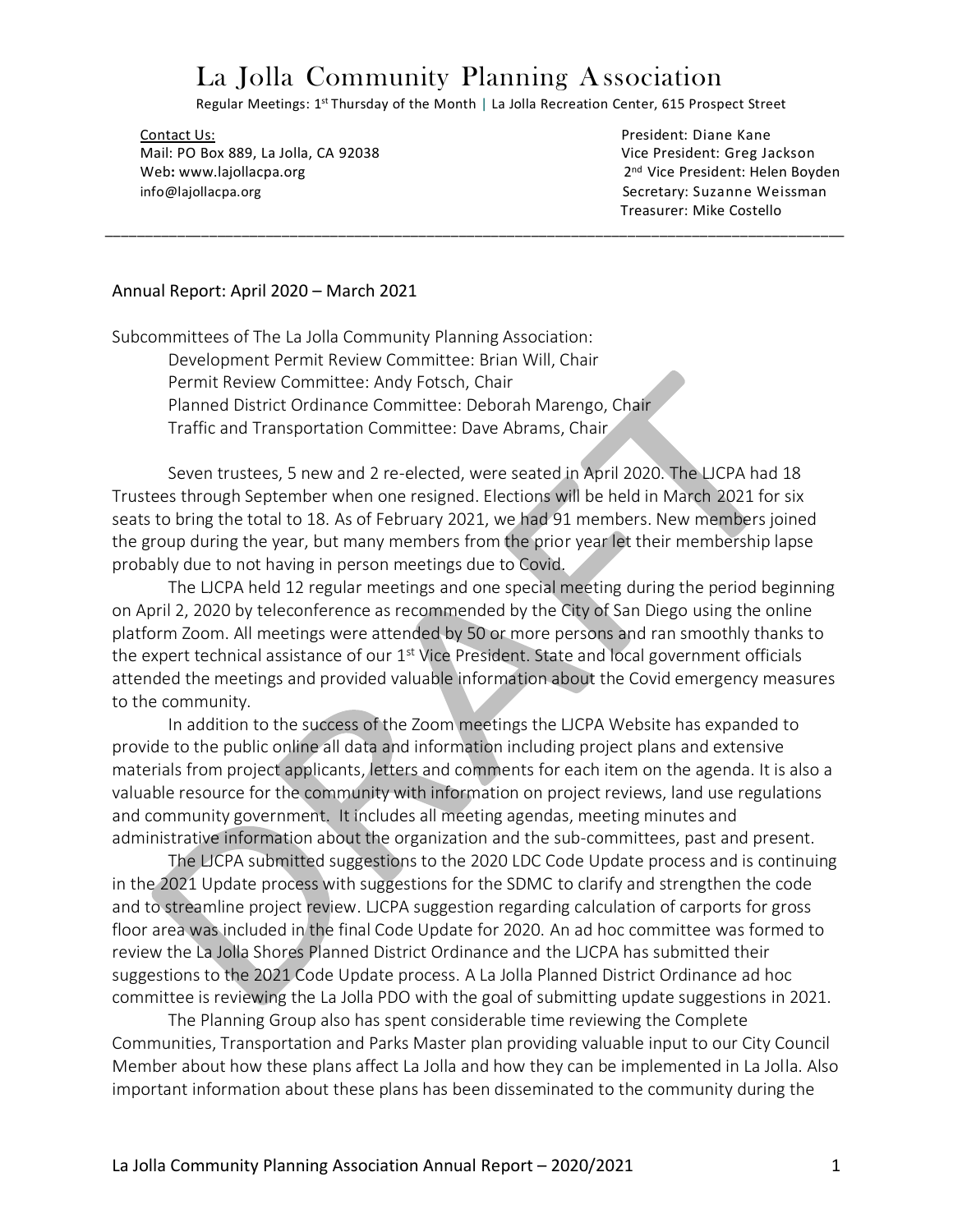# La Jolla Community Planning Association

Regular Meetings: 1st Thursday of the Month | La Jolla Recreation Center, 615 Prospect Street

Contact Us:
Mail: PO Box 889, La Jolla, CA 92038
Web: www.lajollacpa.org
info@lajollacpa.org

President: Diane Kane
Vice President: Greg Jackson
2nd Vice President: Helen Boyden
Secretary: Suzanne Weissman
Treasurer: Mike Costello

---

Annual Report: April 2020 – March 2021

Subcommittees of The La Jolla Community Planning Association:

- Development Permit Review Committee: Brian Will, Chair
- Permit Review Committee: Andy Fotsch, Chair
- Planned District Ordinance Committee: Deborah Marengo, Chair
- Traffic and Transportation Committee: Dave Abrams, Chair

Seven trustees, 5 new and 2 re-elected, were seated in April 2020. The LJCPA had 18 Trustees through September when one resigned. Elections will be held in March 2021 for six seats to bring the total to 18. As of February 2021, we had 91 members. New members joined the group during the year, but many members from the prior year let their membership lapse probably due to not having in person meetings due to Covid.

The LJCPA held 12 regular meetings and one special meeting during the period beginning on April 2, 2020 by teleconference as recommended by the City of San Diego using the online platform Zoom. All meetings were attended by 50 or more persons and ran smoothly thanks to the expert technical assistance of our 1st Vice President. State and local government officials attended the meetings and provided valuable information about the Covid emergency measures to the community.

In addition to the success of the Zoom meetings the LJCPA Website has expanded to provide to the public online all data and information including project plans and extensive materials from project applicants, letters and comments for each item on the agenda. It is also a valuable resource for the community with information on project reviews, land use regulations and community government. It includes all meeting agendas, meeting minutes and administrative information about the organization and the sub-committees, past and present.

The LJCPA submitted suggestions to the 2020 LDC Code Update process and is continuing in the 2021 Update process with suggestions for the SDMC to clarify and strengthen the code and to streamline project review. LJCPA suggestion regarding calculation of carports for gross floor area was included in the final Code Update for 2020. An ad hoc committee was formed to review the La Jolla Shores Planned District Ordinance and the LJCPA has submitted their suggestions to the 2021 Code Update process. A La Jolla Planned District Ordinance ad hoc committee is reviewing the La Jolla PDO with the goal of submitting update suggestions in 2021.

The Planning Group also has spent considerable time reviewing the Complete Communities, Transportation and Parks Master plan providing valuable input to our City Council Member about how these plans affect La Jolla and how they can be implemented in La Jolla. Also important information about these plans has been disseminated to the community during the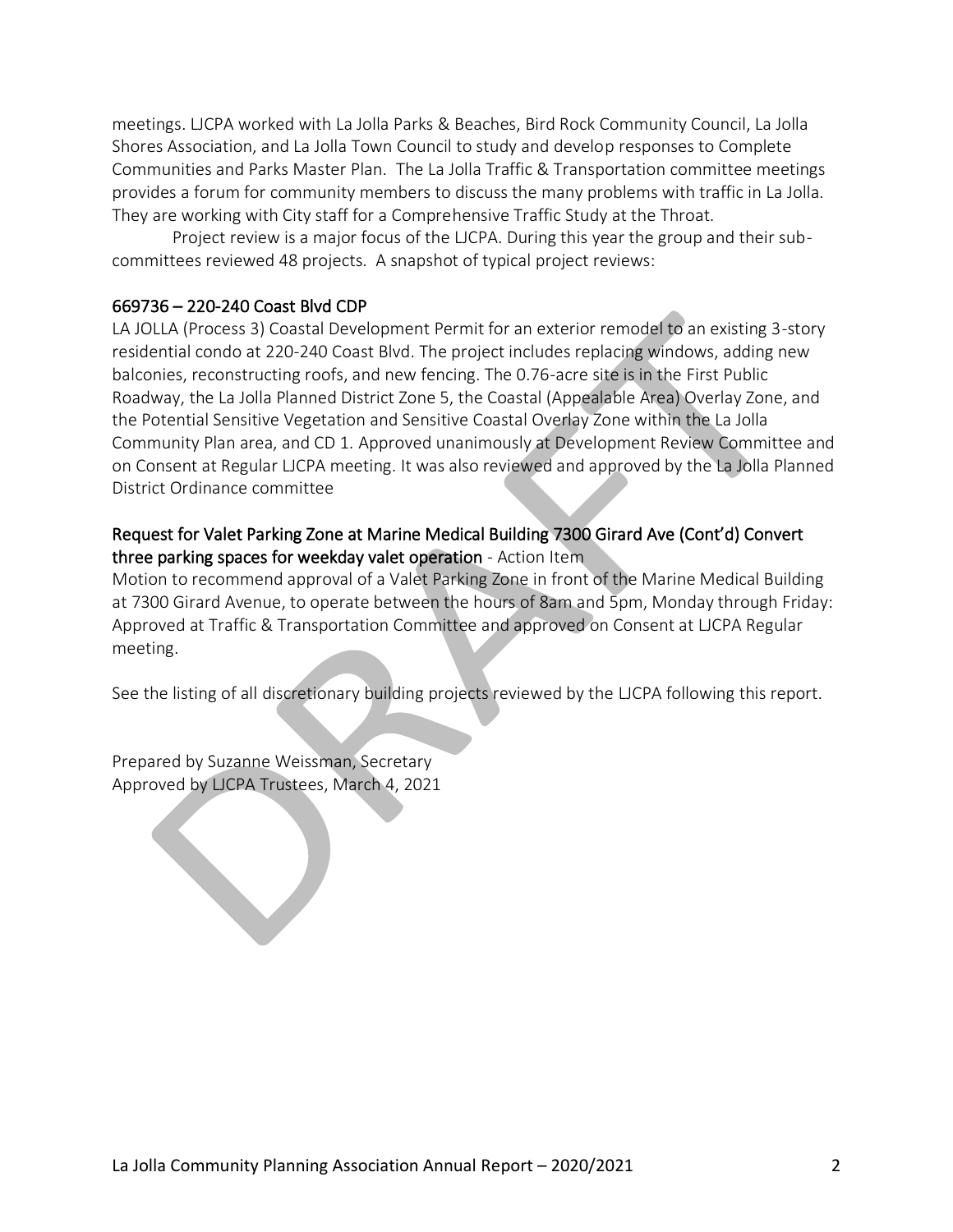meetings. LJCPA worked with La Jolla Parks & Beaches, Bird Rock Community Council, La Jolla Shores Association, and La Jolla Town Council to study and develop responses to Complete Communities and Parks Master Plan. The La Jolla Traffic & Transportation committee meetings provides a forum for community members to discuss the many problems with traffic in La Jolla. They are working with City staff for a Comprehensive Traffic Study at the Throat.

Project review is a major focus of the LJCPA. During this year the group and their sub-committees reviewed 48 projects. A snapshot of typical project reviews:

669736 – 220-240 Coast Blvd CDP

LA JOLLA (Process 3) Coastal Development Permit for an exterior remodel to an existing 3-story residential condo at 220-240 Coast Blvd. The project includes replacing windows, adding new balconies, reconstructing roofs, and new fencing. The 0.76-acre site is in the First Public Roadway, the La Jolla Planned District Zone 5, the Coastal (Appealable Area) Overlay Zone, and the Potential Sensitive Vegetation and Sensitive Coastal Overlay Zone within the La Jolla Community Plan area, and CD 1. Approved unanimously at Development Review Committee and on Consent at Regular LJCPA meeting. It was also reviewed and approved by the La Jolla Planned District Ordinance committee

Request for Valet Parking Zone at Marine Medical Building 7300 Girard Ave (Cont'd) Convert three parking spaces for weekday valet operation - Action Item

Motion to recommend approval of a Valet Parking Zone in front of the Marine Medical Building at 7300 Girard Avenue, to operate between the hours of 8am and 5pm, Monday through Friday: Approved at Traffic & Transportation Committee and approved on Consent at LJCPA Regular meeting.

See the listing of all discretionary building projects reviewed by the LJCPA following this report.

Prepared by Suzanne Weissman, Secretary
Approved by LJCPA Trustees, March 4, 2021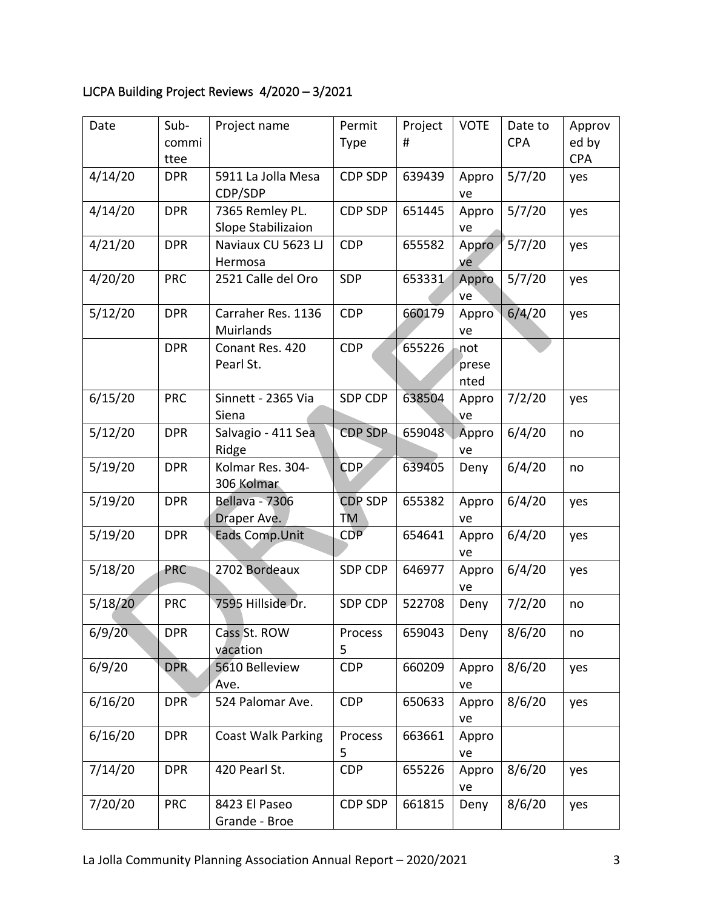## LJCPA Building Project Reviews 4/2020 – 3/2021

| Date | Sub-committee | Project name | Permit Type | Project # | VOTE | Date to CPA | Approved by CPA |
|---|---|---|---|---|---|---|---|
| 4/14/20 | DPR | 5911 La Jolla Mesa CDP/SDP | CDP SDP | 639439 | Approve | 5/7/20 | yes |
| 4/14/20 | DPR | 7365 Remley PL. Slope Stabilizaion | CDP SDP | 651445 | Approve | 5/7/20 | yes |
| 4/21/20 | DPR | Naviaux CU 5623 LJ Hermosa | CDP | 655582 | Approve | 5/7/20 | yes |
| 4/20/20 | PRC | 2521 Calle del Oro | SDP | 653331 | Approve | 5/7/20 | yes |
| 5/12/20 | DPR | Carraher Res. 1136 Muirlands | CDP | 660179 | Approve | 6/4/20 | yes |
| | DPR | Conant Res. 420 Pearl St. | CDP | 655226 | not presented | | |
| 6/15/20 | PRC | Sinnett - 2365 Via Siena | SDP CDP | 638504 | Approve | 7/2/20 | yes |
| 5/12/20 | DPR | Salvagio - 411 Sea Ridge | CDP SDP | 659048 | Approve | 6/4/20 | no |
| 5/19/20 | DPR | Kolmar Res. 304-306 Kolmar | CDP | 639405 | Deny | 6/4/20 | no |
| 5/19/20 | DPR | Bellava - 7306 Draper Ave. | CDP SDP TM | 655382 | Approve | 6/4/20 | yes |
| 5/19/20 | DPR | Eads Comp.Unit | CDP | 654641 | Approve | 6/4/20 | yes |
| 5/18/20 | PRC | 2702 Bordeaux | SDP CDP | 646977 | Approve | 6/4/20 | yes |
| 5/18/20 | PRC | 7595 Hillside Dr. | SDP CDP | 522708 | Deny | 7/2/20 | no |
| 6/9/20 | DPR | Cass St. ROW vacation | Process 5 | 659043 | Deny | 8/6/20 | no |
| 6/9/20 | DPR | 5610 Belleview Ave. | CDP | 660209 | Approve | 8/6/20 | yes |
| 6/16/20 | DPR | 524 Palomar Ave. | CDP | 650633 | Approve | 8/6/20 | yes |
| 6/16/20 | DPR | Coast Walk Parking | Process 5 | 663661 | Approve | | |
| 7/14/20 | DPR | 420 Pearl St. | CDP | 655226 | Approve | 8/6/20 | yes |
| 7/20/20 | PRC | 8423 El Paseo Grande - Broe | CDP SDP | 661815 | Deny | 8/6/20 | yes |

La Jolla Community Planning Association Annual Report – 2020/2021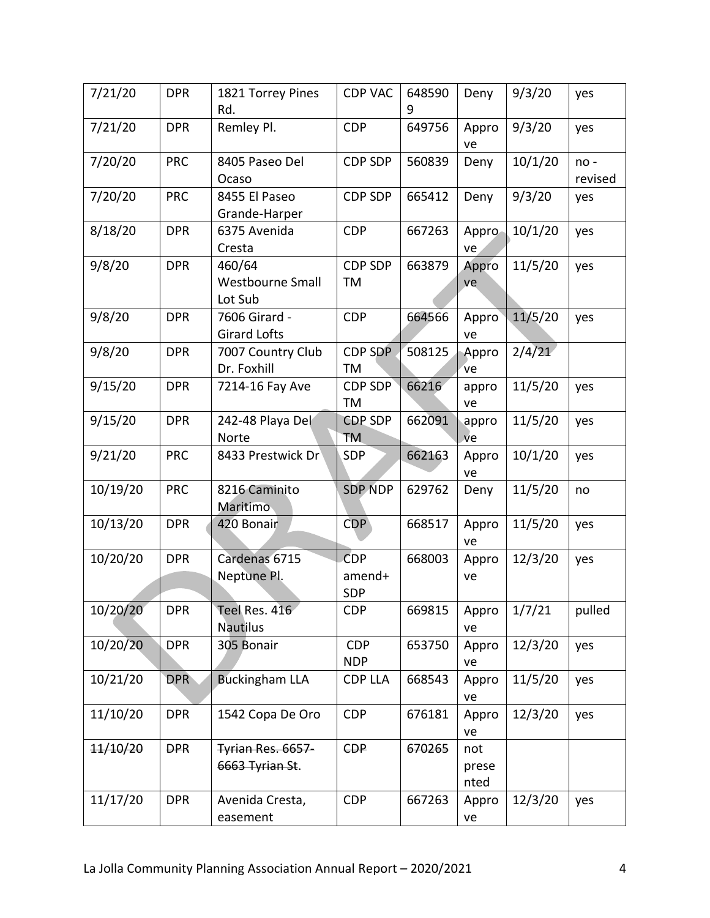| 7/21/20 | DPR | 1821 Torrey Pines Rd. | CDP VAC | 6485909 | Deny | 9/3/20 | yes |
|---|---|---|---|---|---|---|---|
| 7/21/20 | DPR | Remley Pl. | CDP | 649756 | Approve | 9/3/20 | yes |
| 7/20/20 | PRC | 8405 Paseo Del Ocaso | CDP SDP | 560839 | Deny | 10/1/20 | no - revised |
| 7/20/20 | PRC | 8455 El Paseo Grande-Harper | CDP SDP | 665412 | Deny | 9/3/20 | yes |
| 8/18/20 | DPR | 6375 Avenida Cresta | CDP | 667263 | Approve | 10/1/20 | yes |
| 9/8/20 | DPR | 460/64 Westbourne Small Lot Sub | CDP SDP TM | 663879 | Approve | 11/5/20 | yes |
| 9/8/20 | DPR | 7606 Girard - Girard Lofts | CDP | 664566 | Approve | 11/5/20 | yes |
| 9/8/20 | DPR | 7007 Country Club Dr. Foxhill | CDP SDP TM | 508125 | Approve | 2/4/21 | |
| 9/15/20 | DPR | 7214-16 Fay Ave | CDP SDP TM | 66216 | approve | 11/5/20 | yes |
| 9/15/20 | DPR | 242-48 Playa Del Norte | CDP SDP TM | 662091 | approve | 11/5/20 | yes |
| 9/21/20 | PRC | 8433 Prestwick Dr | SDP | 662163 | Approve | 10/1/20 | yes |
| 10/19/20 | PRC | 8216 Caminito Maritimo | SDP NDP | 629762 | Deny | 11/5/20 | no |
| 10/13/20 | DPR | 420 Bonair | CDP | 668517 | Approve | 11/5/20 | yes |
| 10/20/20 | DPR | Cardenas 6715 Neptune Pl. | CDP amend+ SDP | 668003 | Approve | 12/3/20 | yes |
| 10/20/20 | DPR | Teel Res. 416 Nautilus | CDP | 669815 | Approve | 1/7/21 | pulled |
| 10/20/20 | DPR | 305 Bonair | CDP NDP | 653750 | Approve | 12/3/20 | yes |
| 10/21/20 | DPR | Buckingham LLA | CDP LLA | 668543 | Approve | 11/5/20 | yes |
| 11/10/20 | DPR | 1542 Copa De Oro | CDP | 676181 | Approve | 12/3/20 | yes |
| ~~11/10/20~~ | ~~DPR~~ | ~~Tyrian Res. 6657-6663 Tyrian St~~. | ~~CDP~~ | ~~670265~~ | not presented | | |
| 11/17/20 | DPR | Avenida Cresta, easement | CDP | 667263 | Approve | 12/3/20 | yes |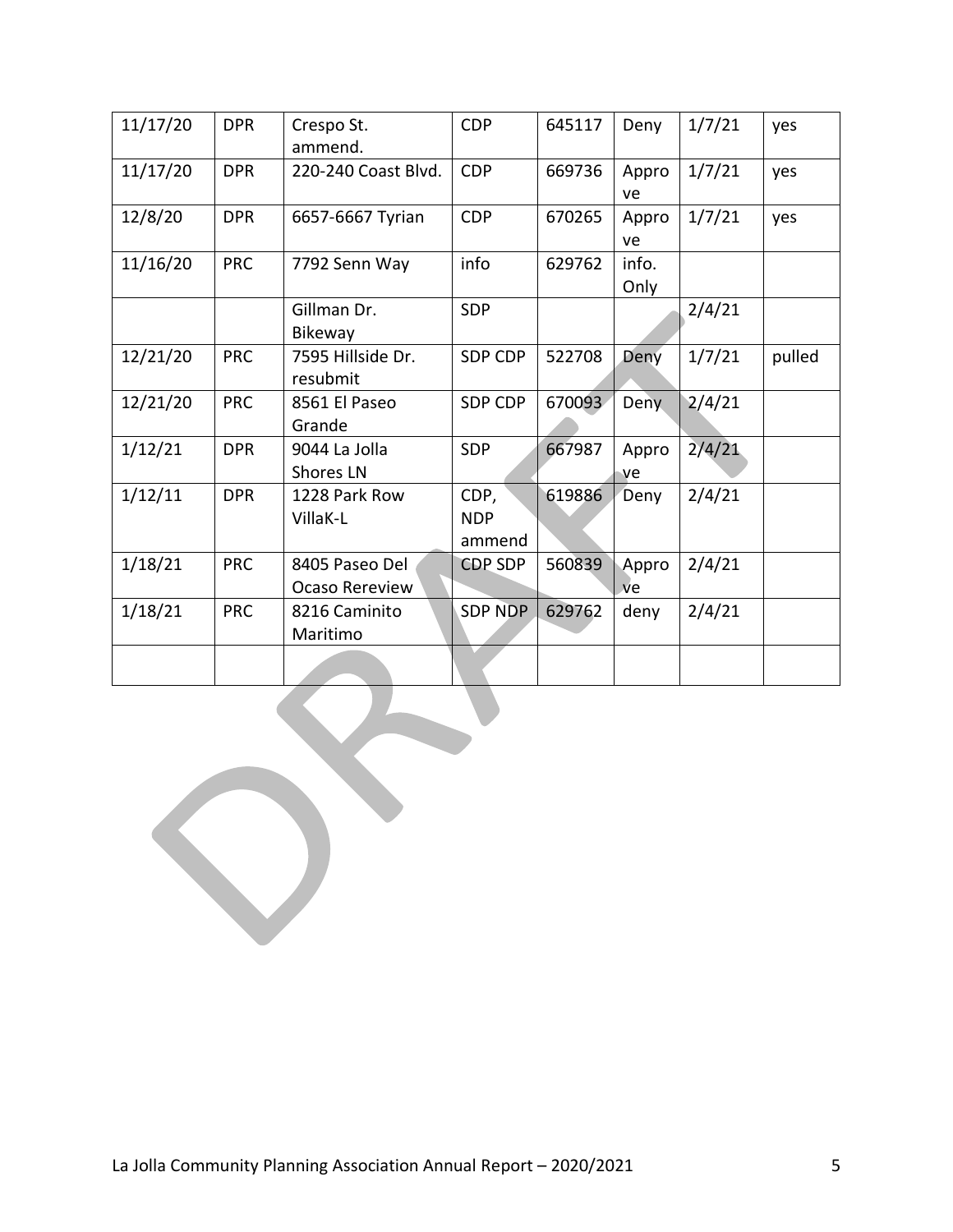| | | | | | | | |
|---|---|---|---|---|---|---|---|
| 11/17/20 | DPR | Crespo St. ammend. | CDP | 645117 | Deny | 1/7/21 | yes |
| 11/17/20 | DPR | 220-240 Coast Blvd. | CDP | 669736 | Approve | 1/7/21 | yes |
| 12/8/20 | DPR | 6657-6667 Tyrian | CDP | 670265 | Approve | 1/7/21 | yes |
| 11/16/20 | PRC | 7792 Senn Way | info | 629762 | info. Only | | |
| | | Gillman Dr. Bikeway | SDP | | | 2/4/21 | |
| 12/21/20 | PRC | 7595 Hillside Dr. resubmit | SDP CDP | 522708 | Deny | 1/7/21 | pulled |
| 12/21/20 | PRC | 8561 El Paseo Grande | SDP CDP | 670093 | Deny | 2/4/21 | |
| 1/12/21 | DPR | 9044 La Jolla Shores LN | SDP | 667987 | Approve | 2/4/21 | |
| 1/12/11 | DPR | 1228 Park Row VillaK-L | CDP, NDP ammend | 619886 | Deny | 2/4/21 | |
| 1/18/21 | PRC | 8405 Paseo Del Ocaso Rereview | CDP SDP | 560839 | Approve | 2/4/21 | |
| 1/18/21 | PRC | 8216 Caminito Maritimo | SDP NDP | 629762 | deny | 2/4/21 | |
| | | | | | | | |